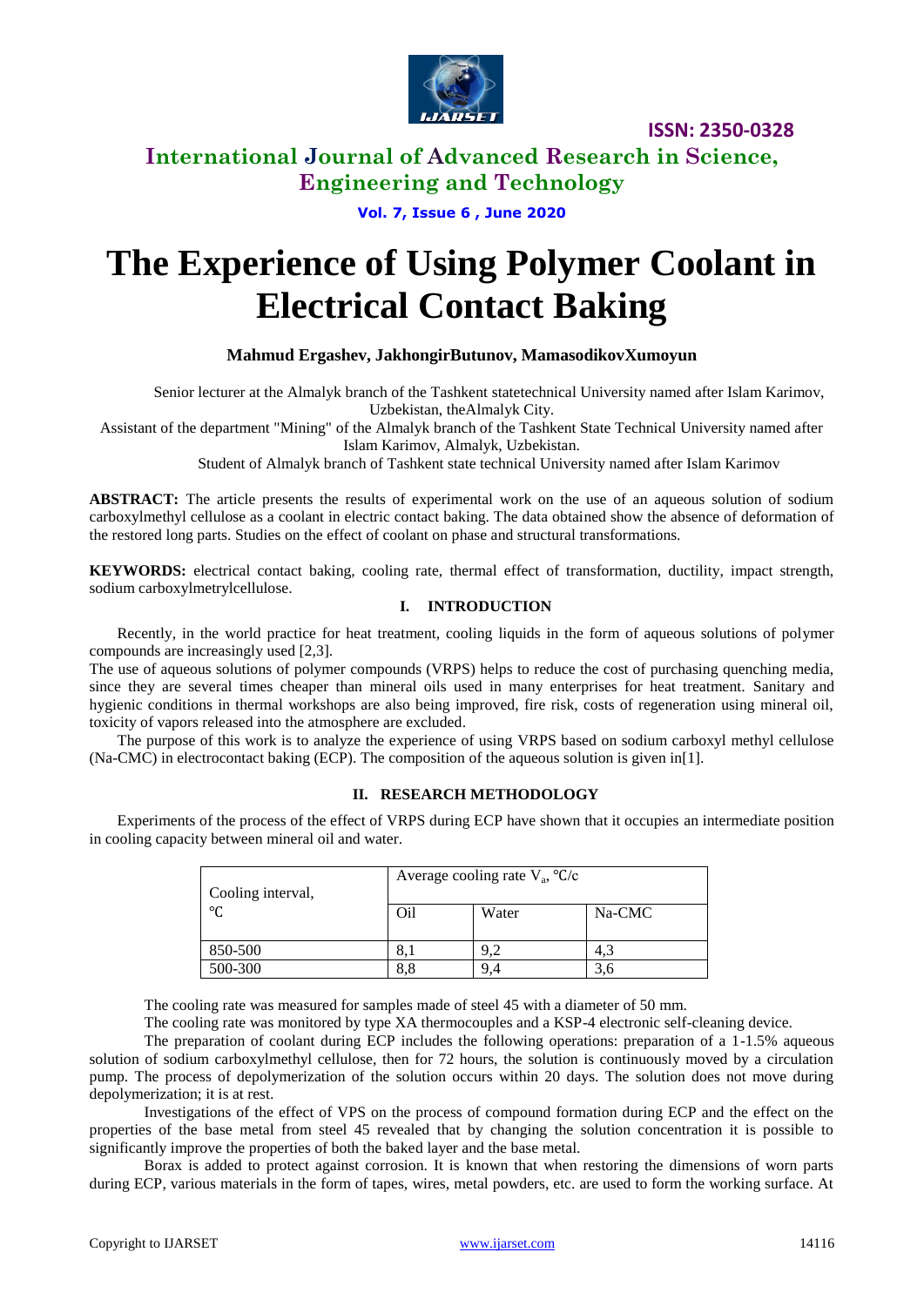# The Experience of Using Polymer Coolant in Electrical Contact Baking

**Mahmud Ergashev, JakhongirButunov, MamasodikovXumoyun**

Senior lecturer at the Almalyk branch of the Tashkent statetechnical University named after Islam Karimov, Uzbekistan, theAlmalyk City.

Assistant of the department "Mining" of the Almalyk branch of the Tashkent State Technical University named after Islam Karimov, Almalyk, Uzbekistan.

Student of Almalyk branch of Tashkent state technical University named after Islam Karimov

**ABSTRACT:** The article presents the results of experimental work on the use of an aqueous solution of sodium carboxylmethyl cellulose as a coolant in electric contact baking. The data obtained show the absence of deformation of the restored long parts. Studies on the effect of coolant on phase and structural transformations.

**KEYWORDS:** electrical contact baking, cooling rate, thermal effect of transformation, ductility, impact strength, sodium carboxylmetrylcellulose.

## I. INTRODUCTION

Recently, in the world practice for heat treatment, cooling liquids in the form of aqueous solutions of polymer compounds are increasingly used [2,3].

The use of aqueous solutions of polymer compounds (VRPS) helps to reduce the cost of purchasing quenching media, since they are several times cheaper than mineral oils used in many enterprises for heat treatment. Sanitary and hygienic conditions in thermal workshops are also being improved, fire risk, costs of regeneration using mineral oil, toxicity of vapors released into the atmosphere are excluded.

The purpose of this work is to analyze the experience of using VRPS based on sodium carboxyl methyl cellulose (Na-CMC) in electrocontact baking (ECP). The composition of the aqueous solution is given in[1].

## II. RESEARCH METHODOLOGY

Experiments of the process of the effect of VRPS during ECP have shown that it occupies an intermediate position in cooling capacity between mineral oil and water.

| Cooling interval, °C | Average cooling rate $V_a$, °C/c | | |
|---|---|---|---|
| | Oil | Water | Na-CMC |
| 850-500 | 8,1 | 9,2 | 4,3 |
| 500-300 | 8,8 | 9,4 | 3,6 |

The cooling rate was measured for samples made of steel 45 with a diameter of 50 mm.

The cooling rate was monitored by type XA thermocouples and a KSP-4 electronic self-cleaning device.

The preparation of coolant during ECP includes the following operations: preparation of a 1-1.5% aqueous solution of sodium carboxylmethyl cellulose, then for 72 hours, the solution is continuously moved by a circulation pump. The process of depolymerization of the solution occurs within 20 days. The solution does not move during depolymerization; it is at rest.

Investigations of the effect of VPS on the process of compound formation during ECP and the effect on the properties of the base metal from steel 45 revealed that by changing the solution concentration it is possible to significantly improve the properties of both the baked layer and the base metal.

Borax is added to protect against corrosion. It is known that when restoring the dimensions of worn parts during ECP, various materials in the form of tapes, wires, metal powders, etc. are used to form the working surface. At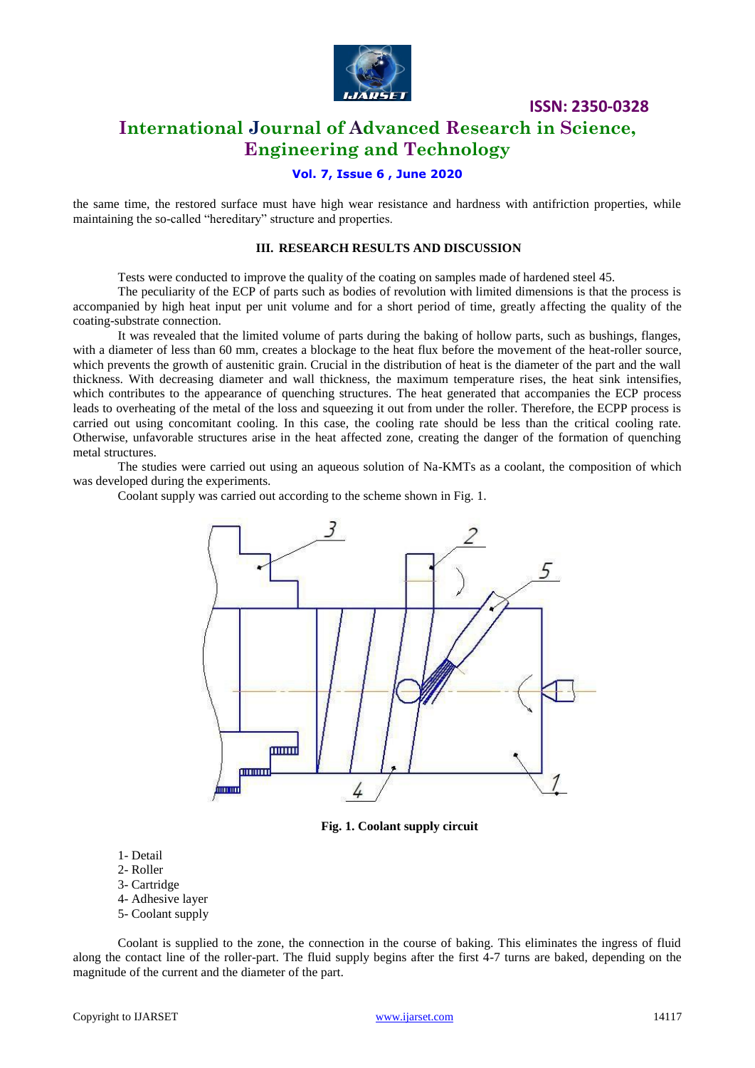the same time, the restored surface must have high wear resistance and hardness with antifriction properties, while maintaining the so-called "hereditary" structure and properties.

### III. RESEARCH RESULTS AND DISCUSSION

Tests were conducted to improve the quality of the coating on samples made of hardened steel 45.

The peculiarity of the ECP of parts such as bodies of revolution with limited dimensions is that the process is accompanied by high heat input per unit volume and for a short period of time, greatly affecting the quality of the coating-substrate connection.

It was revealed that the limited volume of parts during the baking of hollow parts, such as bushings, flanges, with a diameter of less than 60 mm, creates a blockage to the heat flux before the movement of the heat-roller source, which prevents the growth of austenitic grain. Crucial in the distribution of heat is the diameter of the part and the wall thickness. With decreasing diameter and wall thickness, the maximum temperature rises, the heat sink intensifies, which contributes to the appearance of quenching structures. The heat generated that accompanies the ECP process leads to overheating of the metal of the loss and squeezing it out from under the roller. Therefore, the ECPP process is carried out using concomitant cooling. In this case, the cooling rate should be less than the critical cooling rate. Otherwise, unfavorable structures arise in the heat affected zone, creating the danger of the formation of quenching metal structures.

The studies were carried out using an aqueous solution of Na-KMTs as a coolant, the composition of which was developed during the experiments.

Coolant supply was carried out according to the scheme shown in Fig. 1.

**Fig. 1. Coolant supply circuit**

1- Detail
2- Roller
3- Cartridge
4- Adhesive layer
5- Coolant supply

Coolant is supplied to the zone, the connection in the course of baking. This eliminates the ingress of fluid along the contact line of the roller-part. The fluid supply begins after the first 4-7 turns are baked, depending on the magnitude of the current and the diameter of the part.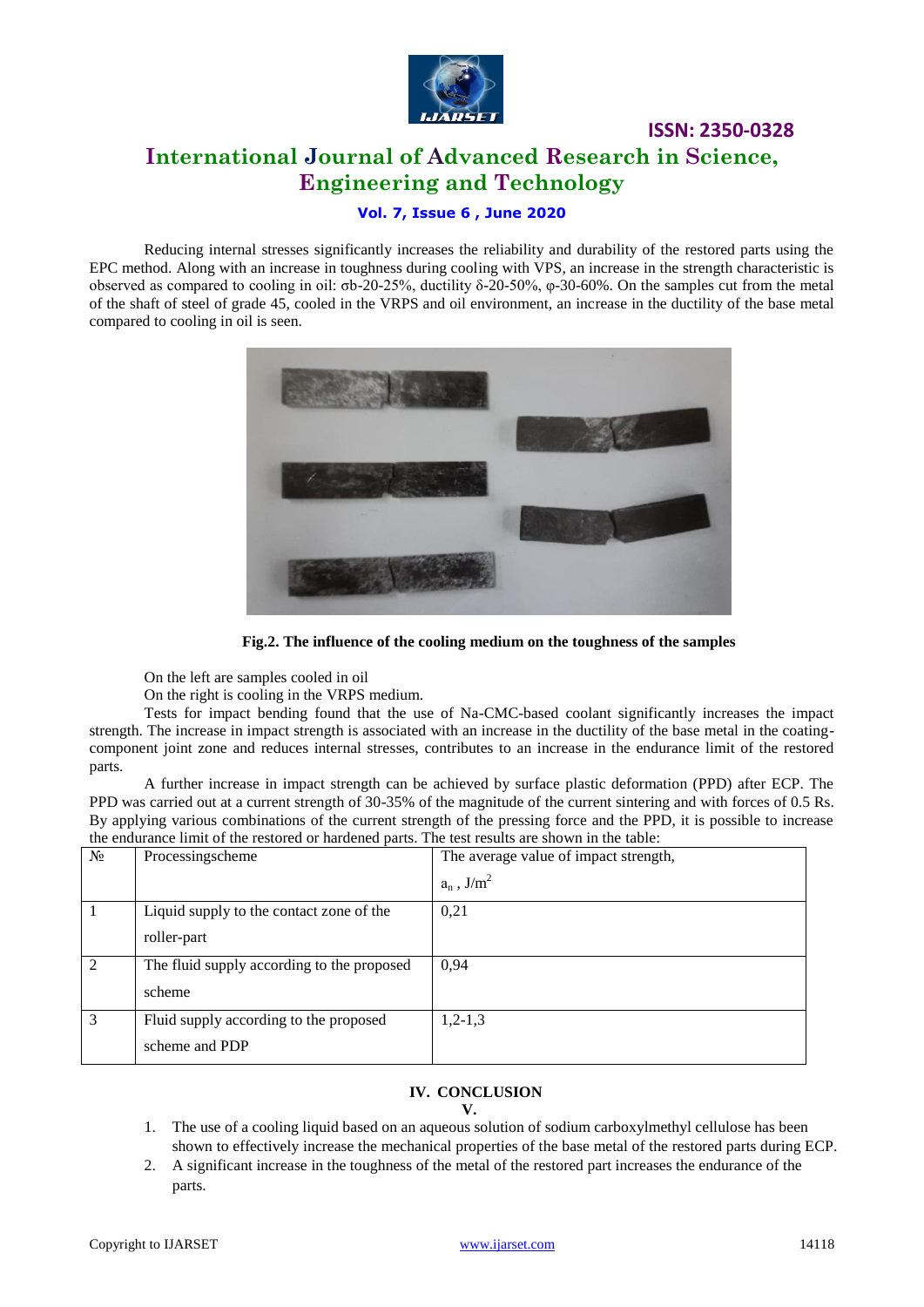Reducing internal stresses significantly increases the reliability and durability of the restored parts using the EPC method. Along with an increase in toughness during cooling with VPS, an increase in the strength characteristic is observed as compared to cooling in oil: σb-20-25%, ductility δ-20-50%, φ-30-60%. On the samples cut from the metal of the shaft of steel of grade 45, cooled in the VRPS and oil environment, an increase in the ductility of the base metal compared to cooling in oil is seen.

**Fig.2. The influence of the cooling medium on the toughness of the samples**

On the left are samples cooled in oil

On the right is cooling in the VRPS medium.

Tests for impact bending found that the use of Na-CMC-based coolant significantly increases the impact strength. The increase in impact strength is associated with an increase in the ductility of the base metal in the coating-component joint zone and reduces internal stresses, contributes to an increase in the endurance limit of the restored parts.

A further increase in impact strength can be achieved by surface plastic deformation (PPD) after ECP. The PPD was carried out at a current strength of 30-35% of the magnitude of the current sintering and with forces of 0.5 Rs. By applying various combinations of the current strength of the pressing force and the PPD, it is possible to increase the endurance limit of the restored or hardened parts. The test results are shown in the table:

| № | Processingscheme | The average value of impact strength, $a_n$ , J/m$^2$ |
|---|---|---|
| 1 | Liquid supply to the contact zone of the roller-part | 0,21 |
| 2 | The fluid supply according to the proposed scheme | 0,94 |
| 3 | Fluid supply according to the proposed scheme and PDP | 1,2-1,3 |

## IV. CONCLUSION

## V.

1. The use of a cooling liquid based on an aqueous solution of sodium carboxylmethyl cellulose has been shown to effectively increase the mechanical properties of the base metal of the restored parts during ECP.
2. A significant increase in the toughness of the metal of the restored part increases the endurance of the parts.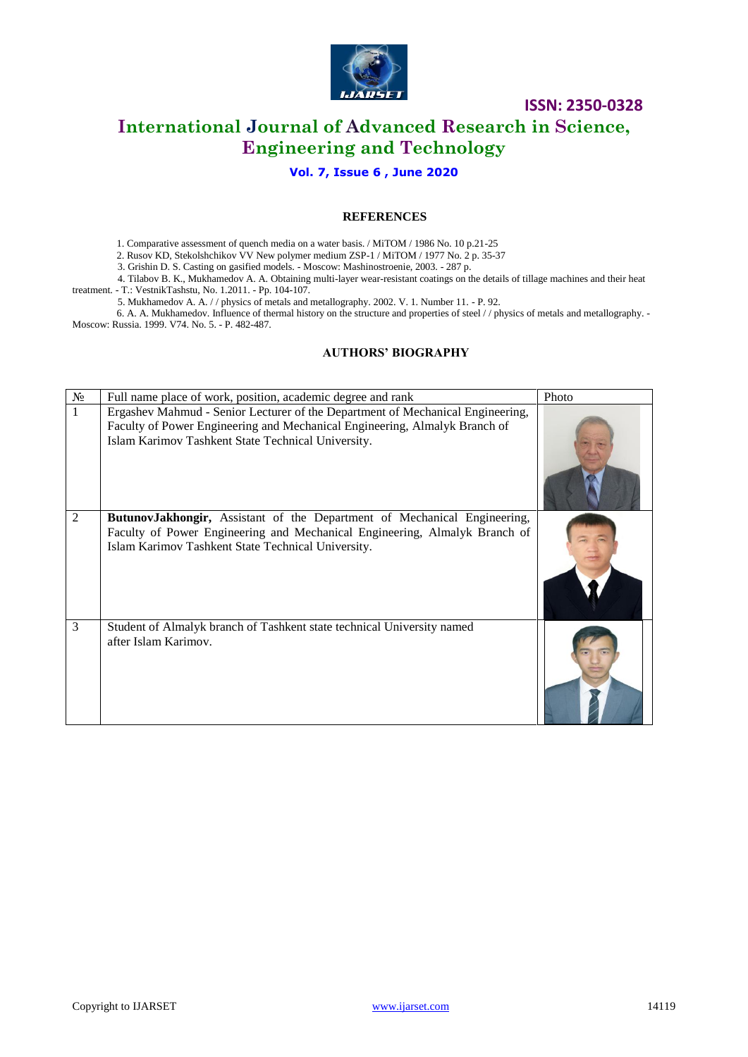## REFERENCES

1. Comparative assessment of quench media on a water basis. / MiTOM / 1986 No. 10 p.21-25
2. Rusov KD, Stekolshchikov VV New polymer medium ZSP-1 / MiTOM / 1977 No. 2 p. 35-37
3. Grishin D. S. Casting on gasified models. - Moscow: Mashinostroenie, 2003. - 287 p.
4. Tilabov B. K., Mukhamedov A. A. Obtaining multi-layer wear-resistant coatings on the details of tillage machines and their heat treatment. - T.: VestnikTashstu, No. 1.2011. - Pp. 104-107.
5. Mukhamedov A. A. / / physics of metals and metallography. 2002. V. 1. Number 11. - P. 92.
6. A. A. Mukhamedov. Influence of thermal history on the structure and properties of steel / / physics of metals and metallography. - Moscow: Russia. 1999. V74. No. 5. - P. 482-487.

## AUTHORS' BIOGRAPHY

| № | Full name place of work, position, academic degree and rank | Photo |
|---|---|---|
| 1 | Ergashev Mahmud - Senior Lecturer of the Department of Mechanical Engineering, Faculty of Power Engineering and Mechanical Engineering, Almalyk Branch of Islam Karimov Tashkent State Technical University. | |
| 2 | **ButunovJakhongir,** Assistant of the Department of Mechanical Engineering, Faculty of Power Engineering and Mechanical Engineering, Almalyk Branch of Islam Karimov Tashkent State Technical University. | |
| 3 | Student of Almalyk branch of Tashkent state technical University named after Islam Karimov. | |